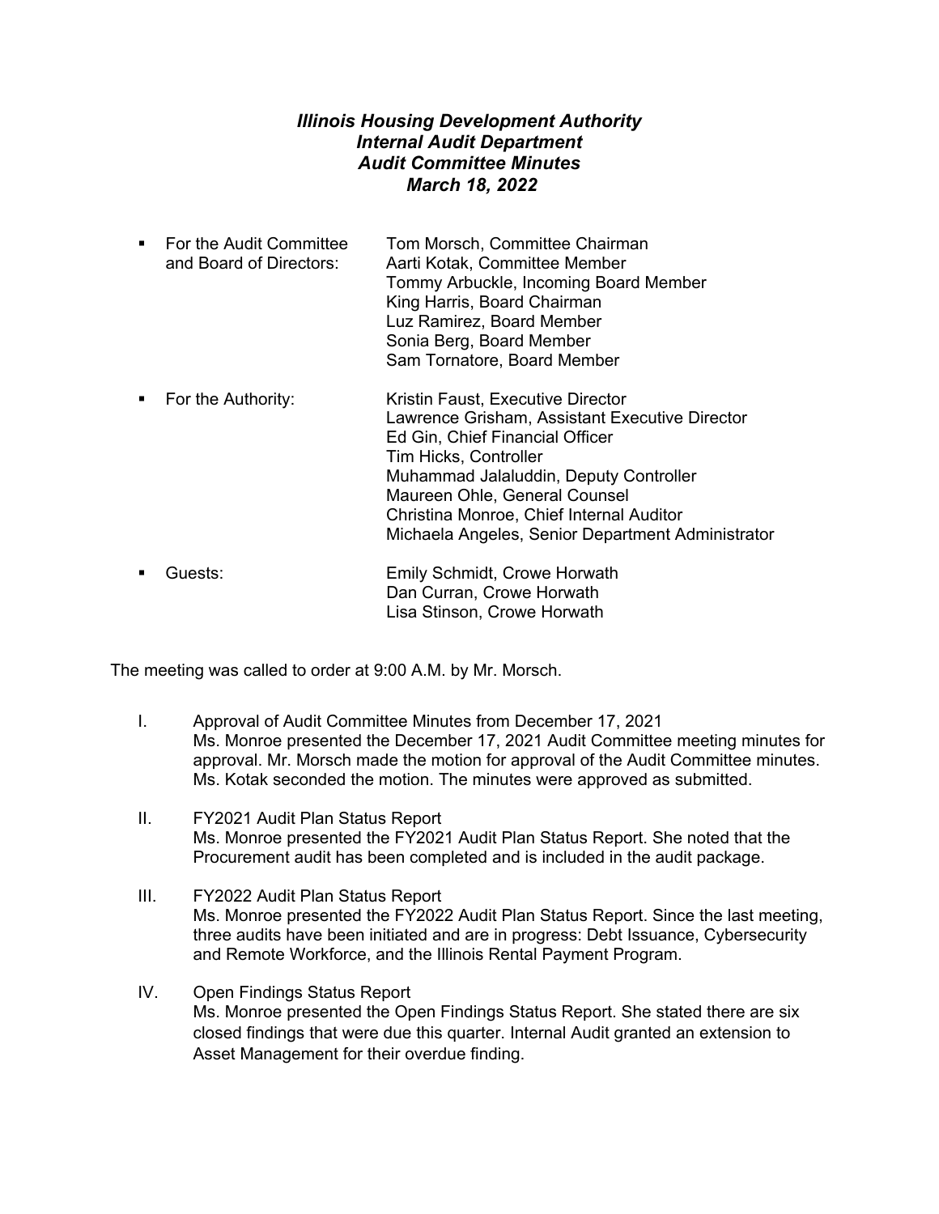# *Illinois Housing Development Authority*
# *Internal Audit Department*
# *Audit Committee Minutes*
# *March 18, 2022*

- For the Audit Committee and Board of Directors:
  - Tom Morsch, Committee Chairman
  - Aarti Kotak, Committee Member
  - Tommy Arbuckle, Incoming Board Member
  - King Harris, Board Chairman
  - Luz Ramirez, Board Member
  - Sonia Berg, Board Member
  - Sam Tornatore, Board Member
- For the Authority:
  - Kristin Faust, Executive Director
  - Lawrence Grisham, Assistant Executive Director
  - Ed Gin, Chief Financial Officer
  - Tim Hicks, Controller
  - Muhammad Jalaluddin, Deputy Controller
  - Maureen Ohle, General Counsel
  - Christina Monroe, Chief Internal Auditor
  - Michaela Angeles, Senior Department Administrator
- Guests:
  - Emily Schmidt, Crowe Horwath
  - Dan Curran, Crowe Horwath
  - Lisa Stinson, Crowe Horwath

The meeting was called to order at 9:00 A.M. by Mr. Morsch.

I. Approval of Audit Committee Minutes from December 17, 2021
Ms. Monroe presented the December 17, 2021 Audit Committee meeting minutes for approval. Mr. Morsch made the motion for approval of the Audit Committee minutes. Ms. Kotak seconded the motion. The minutes were approved as submitted.

II. FY2021 Audit Plan Status Report
Ms. Monroe presented the FY2021 Audit Plan Status Report. She noted that the Procurement audit has been completed and is included in the audit package.

III. FY2022 Audit Plan Status Report
Ms. Monroe presented the FY2022 Audit Plan Status Report. Since the last meeting, three audits have been initiated and are in progress: Debt Issuance, Cybersecurity and Remote Workforce, and the Illinois Rental Payment Program.

IV. Open Findings Status Report
Ms. Monroe presented the Open Findings Status Report. She stated there are six closed findings that were due this quarter. Internal Audit granted an extension to Asset Management for their overdue finding.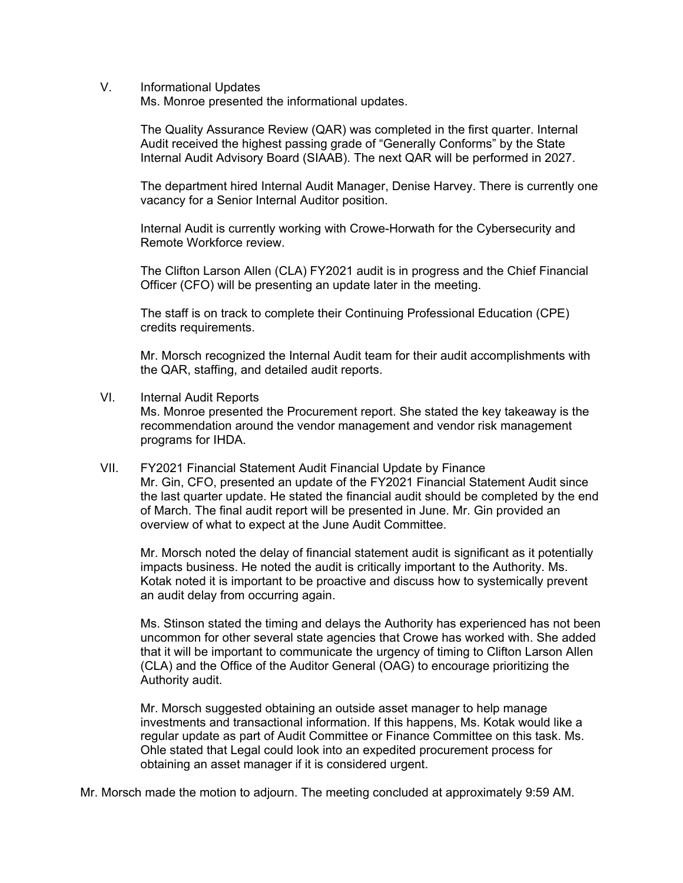V. Informational Updates

Ms. Monroe presented the informational updates.

The Quality Assurance Review (QAR) was completed in the first quarter. Internal Audit received the highest passing grade of "Generally Conforms" by the State Internal Audit Advisory Board (SIAAB). The next QAR will be performed in 2027.

The department hired Internal Audit Manager, Denise Harvey. There is currently one vacancy for a Senior Internal Auditor position.

Internal Audit is currently working with Crowe-Horwath for the Cybersecurity and Remote Workforce review.

The Clifton Larson Allen (CLA) FY2021 audit is in progress and the Chief Financial Officer (CFO) will be presenting an update later in the meeting.

The staff is on track to complete their Continuing Professional Education (CPE) credits requirements.

Mr. Morsch recognized the Internal Audit team for their audit accomplishments with the QAR, staffing, and detailed audit reports.

VI. Internal Audit Reports

Ms. Monroe presented the Procurement report. She stated the key takeaway is the recommendation around the vendor management and vendor risk management programs for IHDA.

VII. FY2021 Financial Statement Audit Financial Update by Finance

Mr. Gin, CFO, presented an update of the FY2021 Financial Statement Audit since the last quarter update. He stated the financial audit should be completed by the end of March. The final audit report will be presented in June. Mr. Gin provided an overview of what to expect at the June Audit Committee.

Mr. Morsch noted the delay of financial statement audit is significant as it potentially impacts business. He noted the audit is critically important to the Authority. Ms. Kotak noted it is important to be proactive and discuss how to systemically prevent an audit delay from occurring again.

Ms. Stinson stated the timing and delays the Authority has experienced has not been uncommon for other several state agencies that Crowe has worked with. She added that it will be important to communicate the urgency of timing to Clifton Larson Allen (CLA) and the Office of the Auditor General (OAG) to encourage prioritizing the Authority audit.

Mr. Morsch suggested obtaining an outside asset manager to help manage investments and transactional information. If this happens, Ms. Kotak would like a regular update as part of Audit Committee or Finance Committee on this task. Ms. Ohle stated that Legal could look into an expedited procurement process for obtaining an asset manager if it is considered urgent.

Mr. Morsch made the motion to adjourn. The meeting concluded at approximately 9:59 AM.